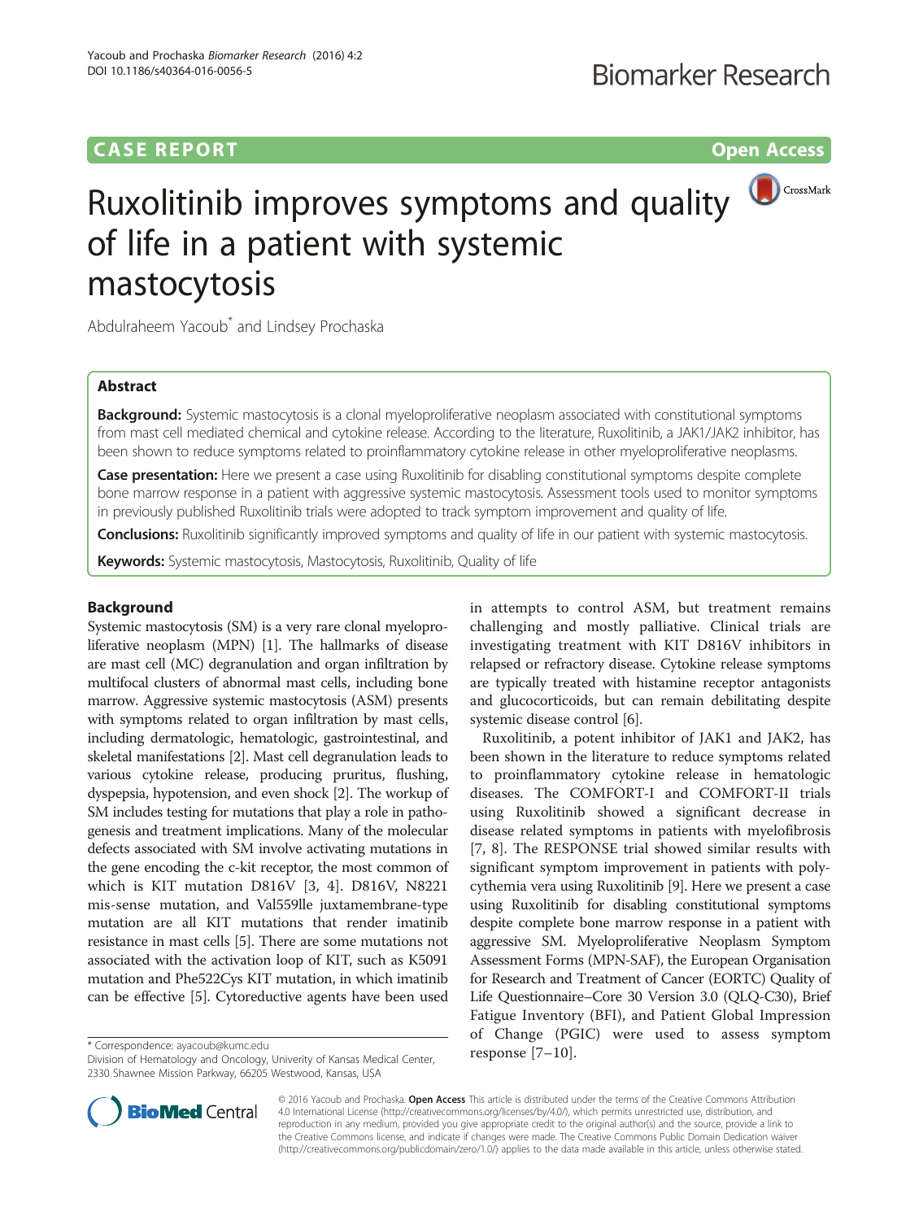CASE REPORT

Open Access

# Ruxolitinib improves symptoms and quality of life in a patient with systemic mastocytosis

Abdulraheem Yacoub* and Lindsey Prochaska

## Abstract

**Background:** Systemic mastocytosis is a clonal myeloproliferative neoplasm associated with constitutional symptoms from mast cell mediated chemical and cytokine release. According to the literature, Ruxolitinib, a JAK1/JAK2 inhibitor, has been shown to reduce symptoms related to proinflammatory cytokine release in other myeloproliferative neoplasms.

**Case presentation:** Here we present a case using Ruxolitinib for disabling constitutional symptoms despite complete bone marrow response in a patient with aggressive systemic mastocytosis. Assessment tools used to monitor symptoms in previously published Ruxolitinib trials were adopted to track symptom improvement and quality of life.

**Conclusions:** Ruxolitinib significantly improved symptoms and quality of life in our patient with systemic mastocytosis.

**Keywords:** Systemic mastocytosis, Mastocytosis, Ruxolitinib, Quality of life

## Background

Systemic mastocytosis (SM) is a very rare clonal myeloproliferative neoplasm (MPN) [1]. The hallmarks of disease are mast cell (MC) degranulation and organ infiltration by multifocal clusters of abnormal mast cells, including bone marrow. Aggressive systemic mastocytosis (ASM) presents with symptoms related to organ infiltration by mast cells, including dermatologic, hematologic, gastrointestinal, and skeletal manifestations [2]. Mast cell degranulation leads to various cytokine release, producing pruritus, flushing, dyspepsia, hypotension, and even shock [2]. The workup of SM includes testing for mutations that play a role in pathogenesis and treatment implications. Many of the molecular defects associated with SM involve activating mutations in the gene encoding the c-kit receptor, the most common of which is KIT mutation D816V [3, 4]. D816V, N8221 mis-sense mutation, and Val559lle juxtamembrane-type mutation are all KIT mutations that render imatinib resistance in mast cells [5]. There are some mutations not associated with the activation loop of KIT, such as K5091 mutation and Phe522Cys KIT mutation, in which imatinib can be effective [5]. Cytoreductive agents have been used in attempts to control ASM, but treatment remains challenging and mostly palliative. Clinical trials are investigating treatment with KIT D816V inhibitors in relapsed or refractory disease. Cytokine release symptoms are typically treated with histamine receptor antagonists and glucocorticoids, but can remain debilitating despite systemic disease control [6].

Ruxolitinib, a potent inhibitor of JAK1 and JAK2, has been shown in the literature to reduce symptoms related to proinflammatory cytokine release in hematologic diseases. The COMFORT-I and COMFORT-II trials using Ruxolitinib showed a significant decrease in disease related symptoms in patients with myelofibrosis [7, 8]. The RESPONSE trial showed similar results with significant symptom improvement in patients with polycythemia vera using Ruxolitinib [9]. Here we present a case using Ruxolitinib for disabling constitutional symptoms despite complete bone marrow response in a patient with aggressive SM. Myeloproliferative Neoplasm Symptom Assessment Forms (MPN-SAF), the European Organisation for Research and Treatment of Cancer (EORTC) Quality of Life Questionnaire–Core 30 Version 3.0 (QLQ-C30), Brief Fatigue Inventory (BFI), and Patient Global Impression of Change (PGIC) were used to assess symptom response [7–10].

\* Correspondence: ayacoub@kumc.edu
Division of Hematology and Oncology, Univerity of Kansas Medical Center, 2330 Shawnee Mission Parkway, 66205 Westwood, Kansas, USA

© 2016 Yacoub and Prochaska. **Open Access** This article is distributed under the terms of the Creative Commons Attribution 4.0 International License (http://creativecommons.org/licenses/by/4.0/), which permits unrestricted use, distribution, and reproduction in any medium, provided you give appropriate credit to the original author(s) and the source, provide a link to the Creative Commons license, and indicate if changes were made. The Creative Commons Public Domain Dedication waiver (http://creativecommons.org/publicdomain/zero/1.0/) applies to the data made available in this article, unless otherwise stated.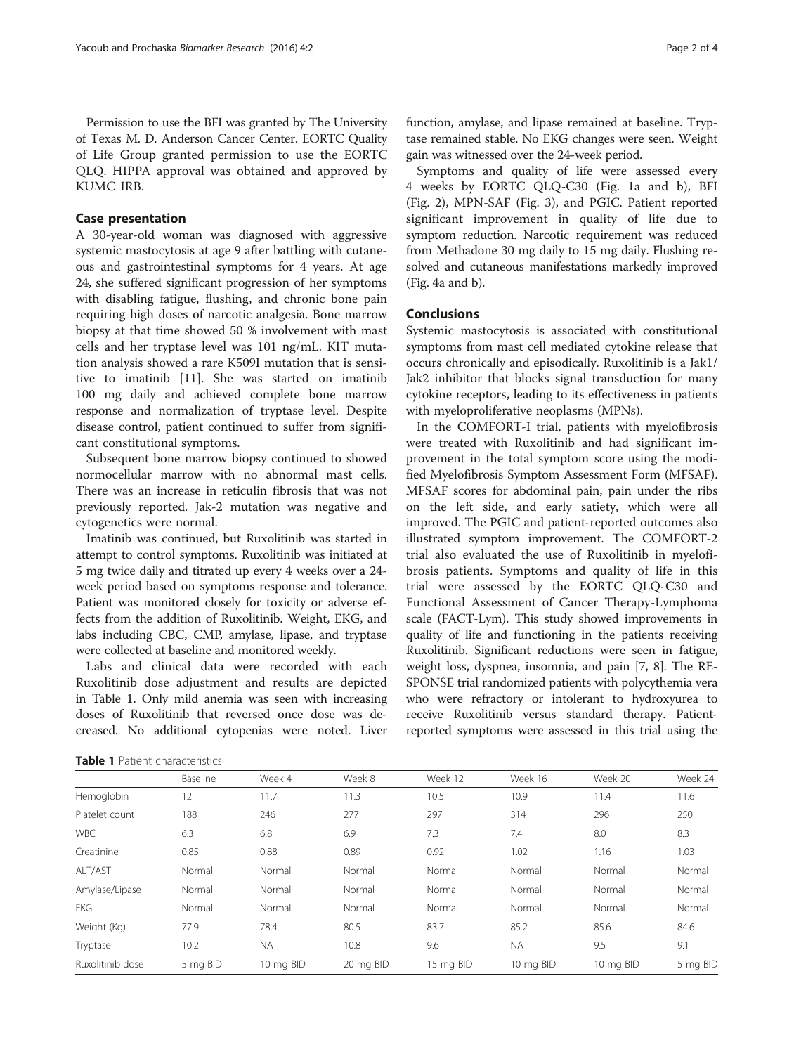Permission to use the BFI was granted by The University of Texas M. D. Anderson Cancer Center. EORTC Quality of Life Group granted permission to use the EORTC QLQ. HIPPA approval was obtained and approved by KUMC IRB.

## Case presentation

A 30-year-old woman was diagnosed with aggressive systemic mastocytosis at age 9 after battling with cutaneous and gastrointestinal symptoms for 4 years. At age 24, she suffered significant progression of her symptoms with disabling fatigue, flushing, and chronic bone pain requiring high doses of narcotic analgesia. Bone marrow biopsy at that time showed 50 % involvement with mast cells and her tryptase level was 101 ng/mL. KIT mutation analysis showed a rare K509I mutation that is sensitive to imatinib [11]. She was started on imatinib 100 mg daily and achieved complete bone marrow response and normalization of tryptase level. Despite disease control, patient continued to suffer from significant constitutional symptoms.

Subsequent bone marrow biopsy continued to showed normocellular marrow with no abnormal mast cells. There was an increase in reticulin fibrosis that was not previously reported. Jak-2 mutation was negative and cytogenetics were normal.

Imatinib was continued, but Ruxolitinib was started in attempt to control symptoms. Ruxolitinib was initiated at 5 mg twice daily and titrated up every 4 weeks over a 24-week period based on symptoms response and tolerance. Patient was monitored closely for toxicity or adverse effects from the addition of Ruxolitinib. Weight, EKG, and labs including CBC, CMP, amylase, lipase, and tryptase were collected at baseline and monitored weekly.

Labs and clinical data were recorded with each Ruxolitinib dose adjustment and results are depicted in Table 1. Only mild anemia was seen with increasing doses of Ruxolitinib that reversed once dose was decreased. No additional cytopenias were noted. Liver function, amylase, and lipase remained at baseline. Tryptase remained stable. No EKG changes were seen. Weight gain was witnessed over the 24-week period.

Symptoms and quality of life were assessed every 4 weeks by EORTC QLQ-C30 (Fig. 1a and b), BFI (Fig. 2), MPN-SAF (Fig. 3), and PGIC. Patient reported significant improvement in quality of life due to symptom reduction. Narcotic requirement was reduced from Methadone 30 mg daily to 15 mg daily. Flushing resolved and cutaneous manifestations markedly improved (Fig. 4a and b).

## Conclusions

Systemic mastocytosis is associated with constitutional symptoms from mast cell mediated cytokine release that occurs chronically and episodically. Ruxolitinib is a Jak1/Jak2 inhibitor that blocks signal transduction for many cytokine receptors, leading to its effectiveness in patients with myeloproliferative neoplasms (MPNs).

In the COMFORT-I trial, patients with myelofibrosis were treated with Ruxolitinib and had significant improvement in the total symptom score using the modified Myelofibrosis Symptom Assessment Form (MFSAF). MFSAF scores for abdominal pain, pain under the ribs on the left side, and early satiety, which were all improved. The PGIC and patient-reported outcomes also illustrated symptom improvement. The COMFORT-2 trial also evaluated the use of Ruxolitinib in myelofibrosis patients. Symptoms and quality of life in this trial were assessed by the EORTC QLQ-C30 and Functional Assessment of Cancer Therapy-Lymphoma scale (FACT-Lym). This study showed improvements in quality of life and functioning in the patients receiving Ruxolitinib. Significant reductions were seen in fatigue, weight loss, dyspnea, insomnia, and pain [7, 8]. The RESPONSE trial randomized patients with polycythemia vera who were refractory or intolerant to hydroxyurea to receive Ruxolitinib versus standard therapy. Patient-reported symptoms were assessed in this trial using the

**Table 1** Patient characteristics

| | Baseline | Week 4 | Week 8 | Week 12 | Week 16 | Week 20 | Week 24 |
|---|---|---|---|---|---|---|---|
| Hemoglobin | 12 | 11.7 | 11.3 | 10.5 | 10.9 | 11.4 | 11.6 |
| Platelet count | 188 | 246 | 277 | 297 | 314 | 296 | 250 |
| WBC | 6.3 | 6.8 | 6.9 | 7.3 | 7.4 | 8.0 | 8.3 |
| Creatinine | 0.85 | 0.88 | 0.89 | 0.92 | 1.02 | 1.16 | 1.03 |
| ALT/AST | Normal | Normal | Normal | Normal | Normal | Normal | Normal |
| Amylase/Lipase | Normal | Normal | Normal | Normal | Normal | Normal | Normal |
| EKG | Normal | Normal | Normal | Normal | Normal | Normal | Normal |
| Weight (Kg) | 77.9 | 78.4 | 80.5 | 83.7 | 85.2 | 85.6 | 84.6 |
| Tryptase | 10.2 | NA | 10.8 | 9.6 | NA | 9.5 | 9.1 |
| Ruxolitinib dose | 5 mg BID | 10 mg BID | 20 mg BID | 15 mg BID | 10 mg BID | 10 mg BID | 5 mg BID |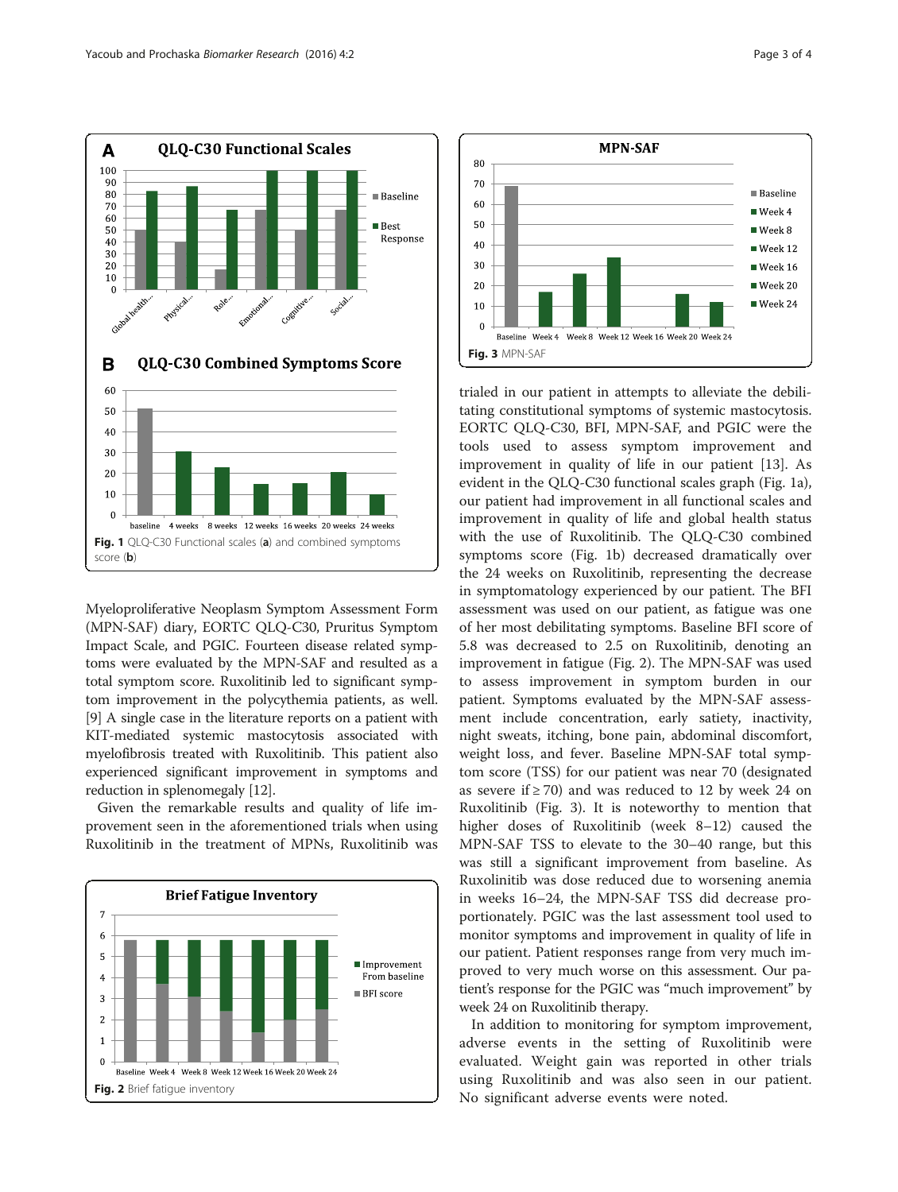Fig. 1 QLQ-C30 Functional scales (**a**) and combined symptoms score (**b**)

Myeloproliferative Neoplasm Symptom Assessment Form (MPN-SAF) diary, EORTC QLQ-C30, Pruritus Symptom Impact Scale, and PGIC. Fourteen disease related symptoms were evaluated by the MPN-SAF and resulted as a total symptom score. Ruxolitinib led to significant symptom improvement in the polycythemia patients, as well. [9] A single case in the literature reports on a patient with KIT-mediated systemic mastocytosis associated with myelofibrosis treated with Ruxolitinib. This patient also experienced significant improvement in symptoms and reduction in splenomegaly [12].

Given the remarkable results and quality of life improvement seen in the aforementioned trials when using Ruxolitinib in the treatment of MPNs, Ruxolitinib was trialed in our patient in attempts to alleviate the debilitating constitutional symptoms of systemic mastocytosis. EORTC QLQ-C30, BFI, MPN-SAF, and PGIC were the tools used to assess symptom improvement and improvement in quality of life in our patient [13]. As evident in the QLQ-C30 functional scales graph (Fig. 1a), our patient had improvement in all functional scales and improvement in quality of life and global health status with the use of Ruxolitinib. The QLQ-C30 combined symptoms score (Fig. 1b) decreased dramatically over the 24 weeks on Ruxolitinib, representing the decrease in symptomatology experienced by our patient. The BFI assessment was used on our patient, as fatigue was one of her most debilitating symptoms. Baseline BFI score of 5.8 was decreased to 2.5 on Ruxolitinib, denoting an improvement in fatigue (Fig. 2). The MPN-SAF was used to assess improvement in symptom burden in our patient. Symptoms evaluated by the MPN-SAF assessment include concentration, early satiety, inactivity, night sweats, itching, bone pain, abdominal discomfort, weight loss, and fever. Baseline MPN-SAF total symptom score (TSS) for our patient was near 70 (designated as severe if ≥ 70) and was reduced to 12 by week 24 on Ruxolitinib (Fig. 3). It is noteworthy to mention that higher doses of Ruxolitinib (week 8–12) caused the MPN-SAF TSS to elevate to the 30–40 range, but this was still a significant improvement from baseline. As Ruxolinitib was dose reduced due to worsening anemia in weeks 16–24, the MPN-SAF TSS did decrease proportionately. PGIC was the last assessment tool used to monitor symptoms and improvement in quality of life in our patient. Patient responses range from very much improved to very much worse on this assessment. Our patient's response for the PGIC was "much improvement" by week 24 on Ruxolitinib therapy.

Fig. 2 Brief fatigue inventory

Fig. 3 MPN-SAF

In addition to monitoring for symptom improvement, adverse events in the setting of Ruxolitinib were evaluated. Weight gain was reported in other trials using Ruxolitinib and was also seen in our patient. No significant adverse events were noted.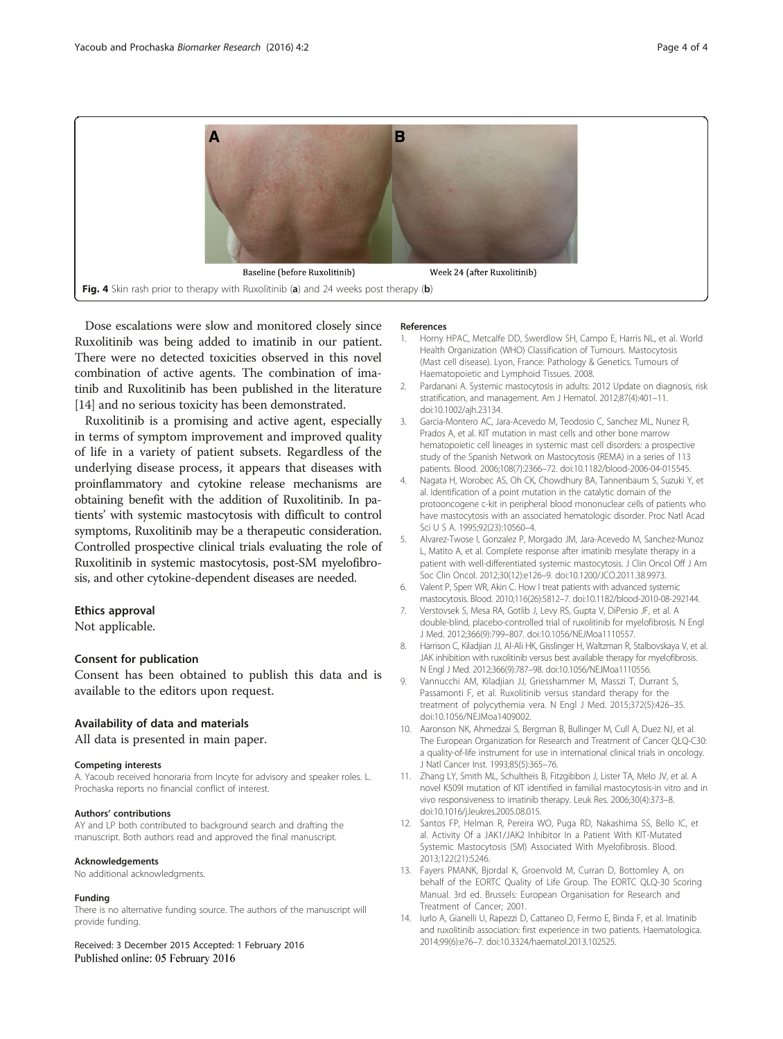Baseline (before Ruxolitinib)

Week 24 (after Ruxolitinib)

**Fig. 4** Skin rash prior to therapy with Ruxolitinib (**a**) and 24 weeks post therapy (**b**)

Dose escalations were slow and monitored closely since Ruxolitinib was being added to imatinib in our patient. There were no detected toxicities observed in this novel combination of active agents. The combination of imatinib and Ruxolitinib has been published in the literature [14] and no serious toxicity has been demonstrated.

Ruxolitinib is a promising and active agent, especially in terms of symptom improvement and improved quality of life in a variety of patient subsets. Regardless of the underlying disease process, it appears that diseases with proinflammatory and cytokine release mechanisms are obtaining benefit with the addition of Ruxolitinib. In patients' with systemic mastocytosis with difficult to control symptoms, Ruxolitinib may be a therapeutic consideration. Controlled prospective clinical trials evaluating the role of Ruxolitinib in systemic mastocytosis, post-SM myelofibrosis, and other cytokine-dependent diseases are needed.

## Ethics approval

Not applicable.

## Consent for publication

Consent has been obtained to publish this data and is available to the editors upon request.

## Availability of data and materials

All data is presented in main paper.

#### Competing interests

A. Yacoub received honoraria from Incyte for advisory and speaker roles. L. Prochaska reports no financial conflict of interest.

#### Authors' contributions

AY and LP both contributed to background search and drafting the manuscript. Both authors read and approved the final manuscript.

#### Acknowledgements

No additional acknowledgments.

#### Funding

There is no alternative funding source. The authors of the manuscript will provide funding.

Received: 3 December 2015 Accepted: 1 February 2016
Published online: 05 February 2016

#### References

1. Horny HPAC, Metcalfe DD, Swerdlow SH, Campo E, Harris NL, et al. World Health Organization (WHO) Classification of Tumours. Mastocytosis (Mast cell disease). Lyon, France: Pathology & Genetics. Tumours of Haematopoietic and Lymphoid Tissues. 2008.
2. Pardanani A. Systemic mastocytosis in adults: 2012 Update on diagnosis, risk stratification, and management. Am J Hematol. 2012;87(4):401–11. doi:10.1002/ajh.23134.
3. Garcia-Montero AC, Jara-Acevedo M, Teodosio C, Sanchez ML, Nunez R, Prados A, et al. KIT mutation in mast cells and other bone marrow hematopoietic cell lineages in systemic mast cell disorders: a prospective study of the Spanish Network on Mastocytosis (REMA) in a series of 113 patients. Blood. 2006;108(7):2366–72. doi:10.1182/blood-2006-04-015545.
4. Nagata H, Worobec AS, Oh CK, Chowdhury BA, Tannenbaum S, Suzuki Y, et al. Identification of a point mutation in the catalytic domain of the protooncogene c-kit in peripheral blood mononuclear cells of patients who have mastocytosis with an associated hematologic disorder. Proc Natl Acad Sci U S A. 1995;92(23):10560–4.
5. Alvarez-Twose I, Gonzalez P, Morgado JM, Jara-Acevedo M, Sanchez-Munoz L, Matito A, et al. Complete response after imatinib mesylate therapy in a patient with well-differentiated systemic mastocytosis. J Clin Oncol Off J Am Soc Clin Oncol. 2012;30(12):e126–9. doi:10.1200/JCO.2011.38.9973.
6. Valent P, Sperr WR, Akin C. How I treat patients with advanced systemic mastocytosis. Blood. 2010;116(26):5812–7. doi:10.1182/blood-2010-08-292144.
7. Verstovsek S, Mesa RA, Gotlib J, Levy RS, Gupta V, DiPersio JF, et al. A double-blind, placebo-controlled trial of ruxolitinib for myelofibrosis. N Engl J Med. 2012;366(9):799–807. doi:10.1056/NEJMoa1110557.
8. Harrison C, Kiladjian JJ, Al-Ali HK, Gisslinger H, Waltzman R, Stalbovskaya V, et al. JAK inhibition with ruxolitinib versus best available therapy for myelofibrosis. N Engl J Med. 2012;366(9):787–98. doi:10.1056/NEJMoa1110556.
9. Vannucchi AM, Kiladjian JJ, Griesshammer M, Masszi T, Durrant S, Passamonti F, et al. Ruxolitinib versus standard therapy for the treatment of polycythemia vera. N Engl J Med. 2015;372(5):426–35. doi:10.1056/NEJMoa1409002.
10. Aaronson NK, Ahmedzai S, Bergman B, Bullinger M, Cull A, Duez NJ, et al. The European Organization for Research and Treatment of Cancer QLQ-C30: a quality-of-life instrument for use in international clinical trials in oncology. J Natl Cancer Inst. 1993;85(5):365–76.
11. Zhang LY, Smith ML, Schultheis B, Fitzgibbon J, Lister TA, Melo JV, et al. A novel K509I mutation of KIT identified in familial mastocytosis-in vitro and in vivo responsiveness to imatinib therapy. Leuk Res. 2006;30(4):373–8. doi:10.1016/j.leukres.2005.08.015.
12. Santos FP, Helman R, Pereira WO, Puga RD, Nakashima SS, Bello IC, et al. Activity Of a JAK1/JAK2 Inhibitor In a Patient With KIT-Mutated Systemic Mastocytosis (SM) Associated With Myelofibrosis. Blood. 2013;122(21):5246.
13. Fayers PMANK, Bjordal K, Groenvold M, Curran D, Bottomley A, on behalf of the EORTC Quality of Life Group. The EORTC QLQ-30 Scoring Manual. 3rd ed. Brussels: European Organisation for Research and Treatment of Cancer; 2001.
14. Iurlo A, Gianelli U, Rapezzi D, Cattaneo D, Fermo E, Binda F, et al. Imatinib and ruxolitinib association: first experience in two patients. Haematologica. 2014;99(6):e76–7. doi:10.3324/haematol.2013.102525.